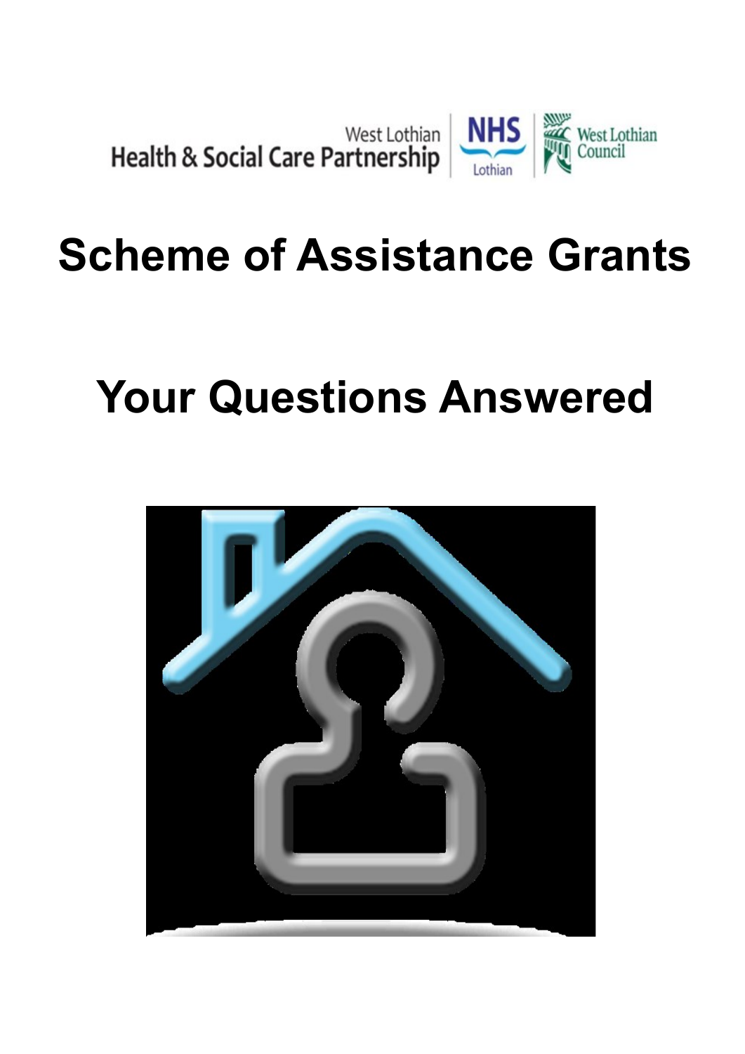West Lothian Health & Social Care Partnership | NHS Lothian | West Lothian Council

# Scheme of Assistance Grants

# Your Questions Answered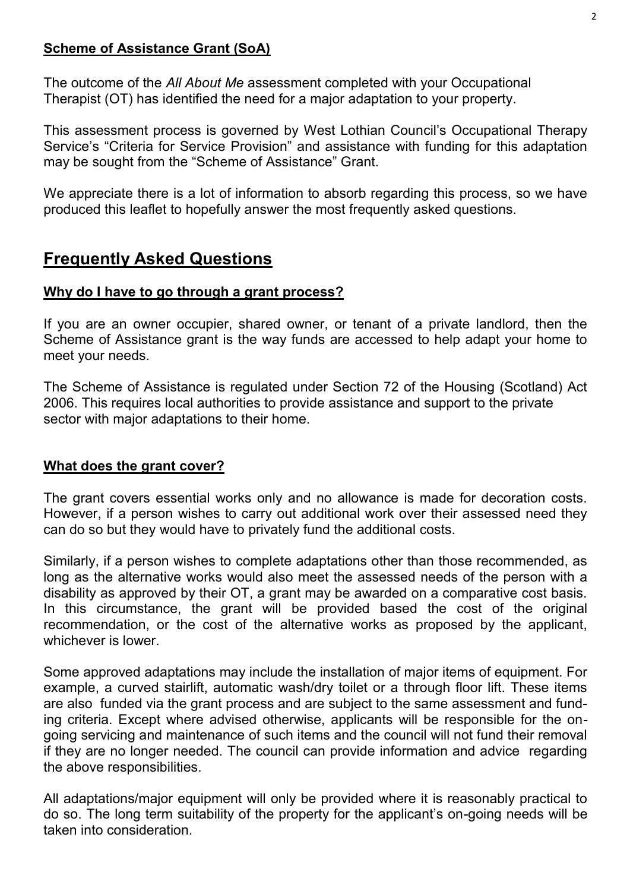## Scheme of Assistance Grant (SoA)

The outcome of the *All About Me* assessment completed with your Occupational Therapist (OT) has identified the need for a major adaptation to your property.

This assessment process is governed by West Lothian Council's Occupational Therapy Service's "Criteria for Service Provision" and assistance with funding for this adaptation may be sought from the "Scheme of Assistance" Grant.

We appreciate there is a lot of information to absorb regarding this process, so we have produced this leaflet to hopefully answer the most frequently asked questions.

# Frequently Asked Questions

### Why do I have to go through a grant process?

If you are an owner occupier, shared owner, or tenant of a private landlord, then the Scheme of Assistance grant is the way funds are accessed to help adapt your home to meet your needs.

The Scheme of Assistance is regulated under Section 72 of the Housing (Scotland) Act 2006. This requires local authorities to provide assistance and support to the private sector with major adaptations to their home.

### What does the grant cover?

The grant covers essential works only and no allowance is made for decoration costs. However, if a person wishes to carry out additional work over their assessed need they can do so but they would have to privately fund the additional costs.

Similarly, if a person wishes to complete adaptations other than those recommended, as long as the alternative works would also meet the assessed needs of the person with a disability as approved by their OT, a grant may be awarded on a comparative cost basis. In this circumstance, the grant will be provided based the cost of the original recommendation, or the cost of the alternative works as proposed by the applicant, whichever is lower.

Some approved adaptations may include the installation of major items of equipment. For example, a curved stairlift, automatic wash/dry toilet or a through floor lift. These items are also funded via the grant process and are subject to the same assessment and funding criteria. Except where advised otherwise, applicants will be responsible for the ongoing servicing and maintenance of such items and the council will not fund their removal if they are no longer needed. The council can provide information and advice regarding the above responsibilities.

All adaptations/major equipment will only be provided where it is reasonably practical to do so. The long term suitability of the property for the applicant's on-going needs will be taken into consideration.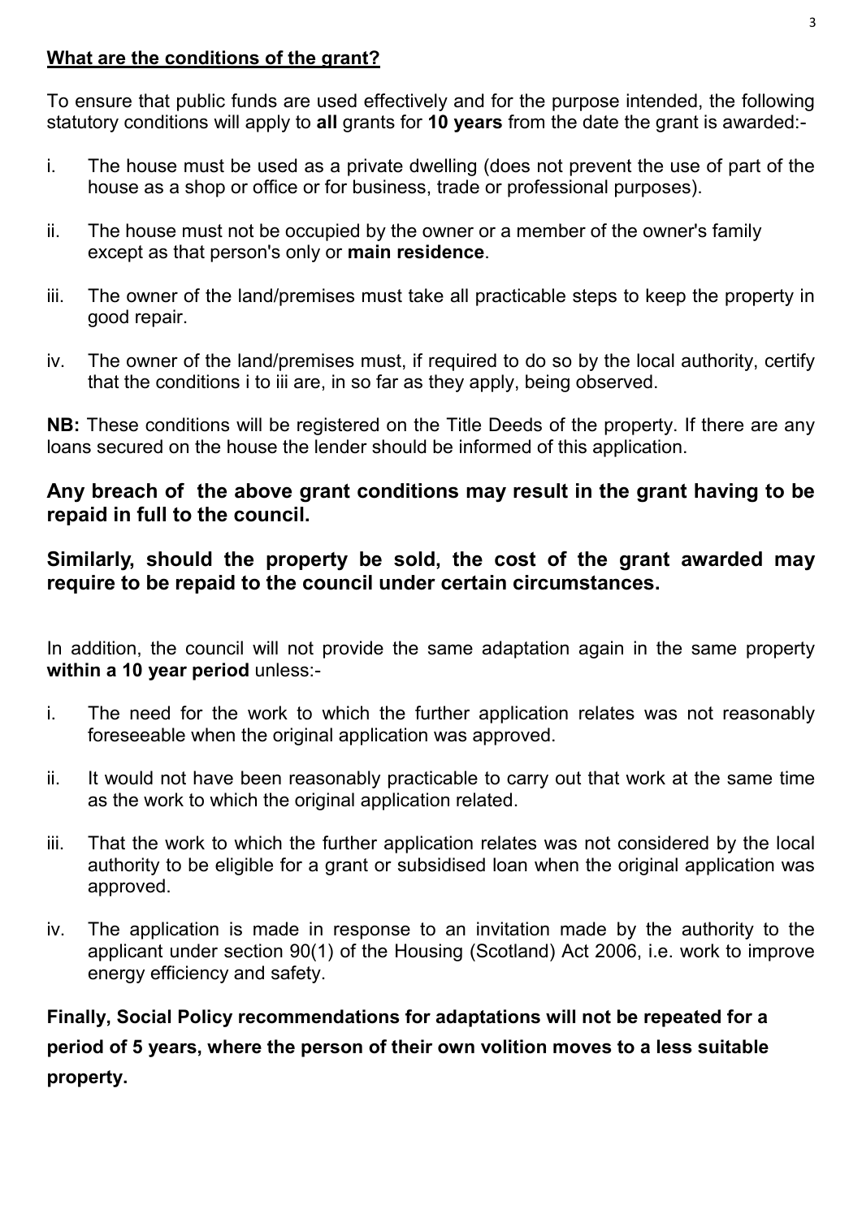## **What are the conditions of the grant?**

To ensure that public funds are used effectively and for the purpose intended, the following statutory conditions will apply to **all** grants for **10 years** from the date the grant is awarded:-

i. The house must be used as a private dwelling (does not prevent the use of part of the house as a shop or office or for business, trade or professional purposes).

ii. The house must not be occupied by the owner or a member of the owner's family except as that person's only or **main residence**.

iii. The owner of the land/premises must take all practicable steps to keep the property in good repair.

iv. The owner of the land/premises must, if required to do so by the local authority, certify that the conditions i to iii are, in so far as they apply, being observed.

**NB:** These conditions will be registered on the Title Deeds of the property. If there are any loans secured on the house the lender should be informed of this application.

**Any breach of the above grant conditions may result in the grant having to be repaid in full to the council.**

**Similarly, should the property be sold, the cost of the grant awarded may require to be repaid to the council under certain circumstances.**

In addition, the council will not provide the same adaptation again in the same property **within a 10 year period** unless:-

i. The need for the work to which the further application relates was not reasonably foreseeable when the original application was approved.

ii. It would not have been reasonably practicable to carry out that work at the same time as the work to which the original application related.

iii. That the work to which the further application relates was not considered by the local authority to be eligible for a grant or subsidised loan when the original application was approved.

iv. The application is made in response to an invitation made by the authority to the applicant under section 90(1) of the Housing (Scotland) Act 2006, i.e. work to improve energy efficiency and safety.

**Finally, Social Policy recommendations for adaptations will not be repeated for a period of 5 years, where the person of their own volition moves to a less suitable property.**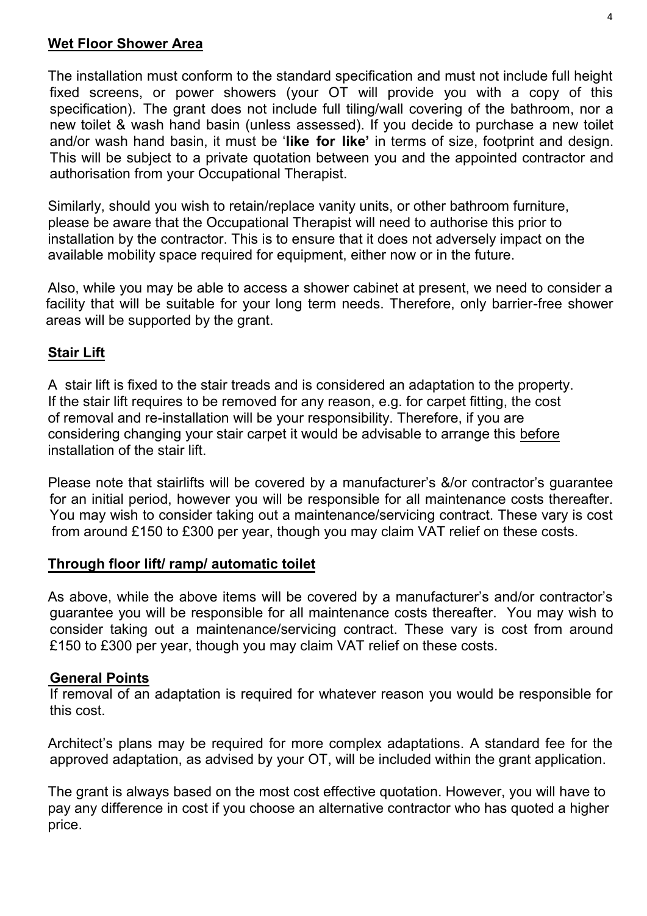## Wet Floor Shower Area

The installation must conform to the standard specification and must not include full height fixed screens, or power showers (your OT will provide you with a copy of this specification). The grant does not include full tiling/wall covering of the bathroom, nor a new toilet & wash hand basin (unless assessed). If you decide to purchase a new toilet and/or wash hand basin, it must be '**like for like'** in terms of size, footprint and design. This will be subject to a private quotation between you and the appointed contractor and authorisation from your Occupational Therapist.

Similarly, should you wish to retain/replace vanity units, or other bathroom furniture, please be aware that the Occupational Therapist will need to authorise this prior to installation by the contractor. This is to ensure that it does not adversely impact on the available mobility space required for equipment, either now or in the future.

Also, while you may be able to access a shower cabinet at present, we need to consider a facility that will be suitable for your long term needs. Therefore, only barrier-free shower areas will be supported by the grant.

## Stair Lift

A stair lift is fixed to the stair treads and is considered an adaptation to the property. If the stair lift requires to be removed for any reason, e.g. for carpet fitting, the cost of removal and re-installation will be your responsibility. Therefore, if you are considering changing your stair carpet it would be advisable to arrange this before installation of the stair lift.

Please note that stairlifts will be covered by a manufacturer's &/or contractor's guarantee for an initial period, however you will be responsible for all maintenance costs thereafter. You may wish to consider taking out a maintenance/servicing contract. These vary is cost from around £150 to £300 per year, though you may claim VAT relief on these costs.

## Through floor lift/ ramp/ automatic toilet

As above, while the above items will be covered by a manufacturer's and/or contractor's guarantee you will be responsible for all maintenance costs thereafter. You may wish to consider taking out a maintenance/servicing contract. These vary is cost from around £150 to £300 per year, though you may claim VAT relief on these costs.

## General Points

If removal of an adaptation is required for whatever reason you would be responsible for this cost.

Architect's plans may be required for more complex adaptations. A standard fee for the approved adaptation, as advised by your OT, will be included within the grant application.

The grant is always based on the most cost effective quotation. However, you will have to pay any difference in cost if you choose an alternative contractor who has quoted a higher price.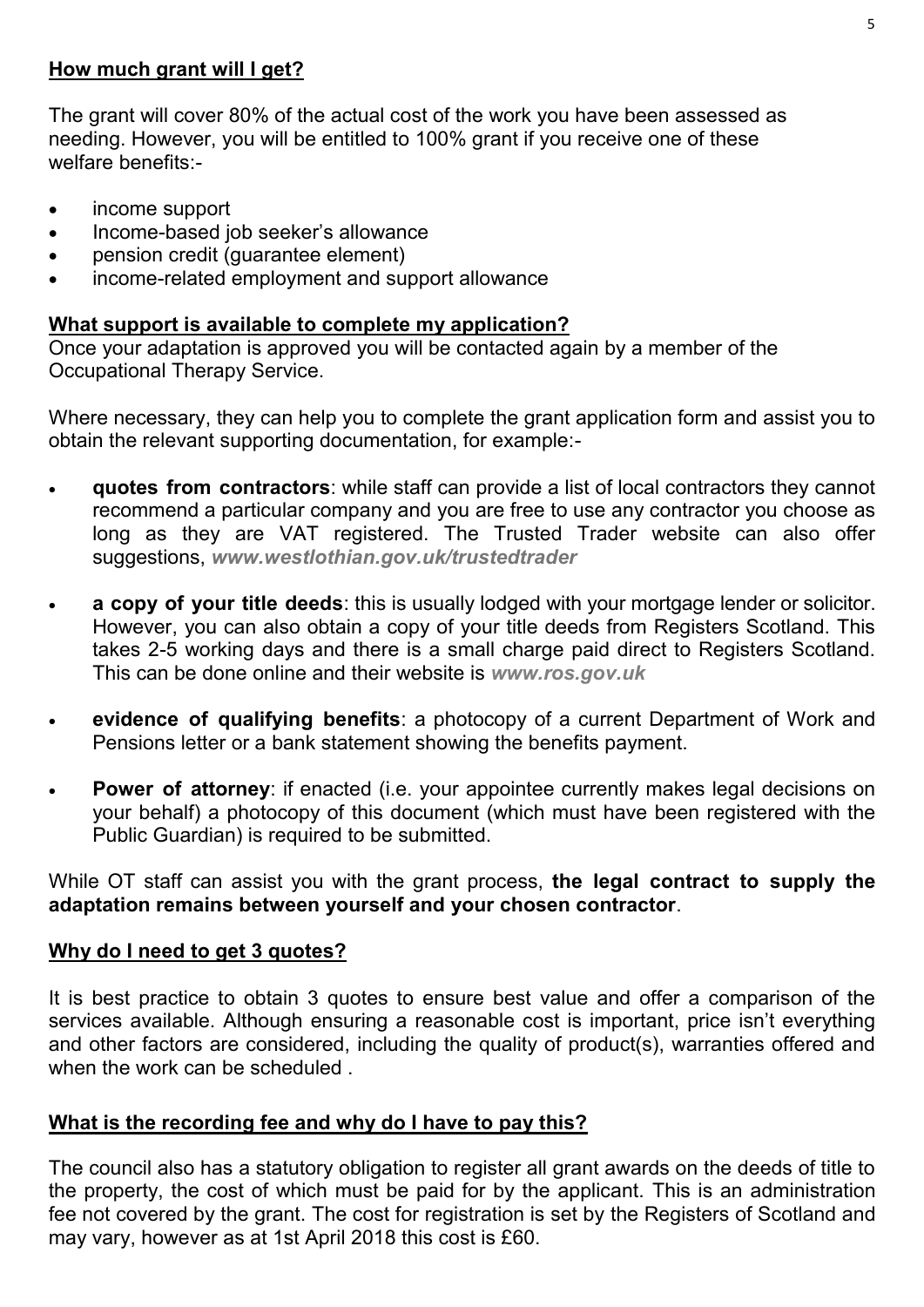## **How much grant will I get?**

The grant will cover 80% of the actual cost of the work you have been assessed as needing. However, you will be entitled to 100% grant if you receive one of these welfare benefits:-

- income support
- Income-based job seeker's allowance
- pension credit (guarantee element)
- income-related employment and support allowance

## **What support is available to complete my application?**

Once your adaptation is approved you will be contacted again by a member of the Occupational Therapy Service.

Where necessary, they can help you to complete the grant application form and assist you to obtain the relevant supporting documentation, for example:-

- **quotes from contractors**: while staff can provide a list of local contractors they cannot recommend a particular company and you are free to use any contractor you choose as long as they are VAT registered. The Trusted Trader website can also offer suggestions, ***www.westlothian.gov.uk/trustedtrader***

- **a copy of your title deeds**: this is usually lodged with your mortgage lender or solicitor. However, you can also obtain a copy of your title deeds from Registers Scotland. This takes 2-5 working days and there is a small charge paid direct to Registers Scotland. This can be done online and their website is ***www.ros.gov.uk***

- **evidence of qualifying benefits**: a photocopy of a current Department of Work and Pensions letter or a bank statement showing the benefits payment.

- **Power of attorney**: if enacted (i.e. your appointee currently makes legal decisions on your behalf) a photocopy of this document (which must have been registered with the Public Guardian) is required to be submitted.

While OT staff can assist you with the grant process, **the legal contract to supply the adaptation remains between yourself and your chosen contractor**.

## **Why do I need to get 3 quotes?**

It is best practice to obtain 3 quotes to ensure best value and offer a comparison of the services available. Although ensuring a reasonable cost is important, price isn't everything and other factors are considered, including the quality of product(s), warranties offered and when the work can be scheduled .

## **What is the recording fee and why do I have to pay this?**

The council also has a statutory obligation to register all grant awards on the deeds of title to the property, the cost of which must be paid for by the applicant. This is an administration fee not covered by the grant. The cost for registration is set by the Registers of Scotland and may vary, however as at 1st April 2018 this cost is £60.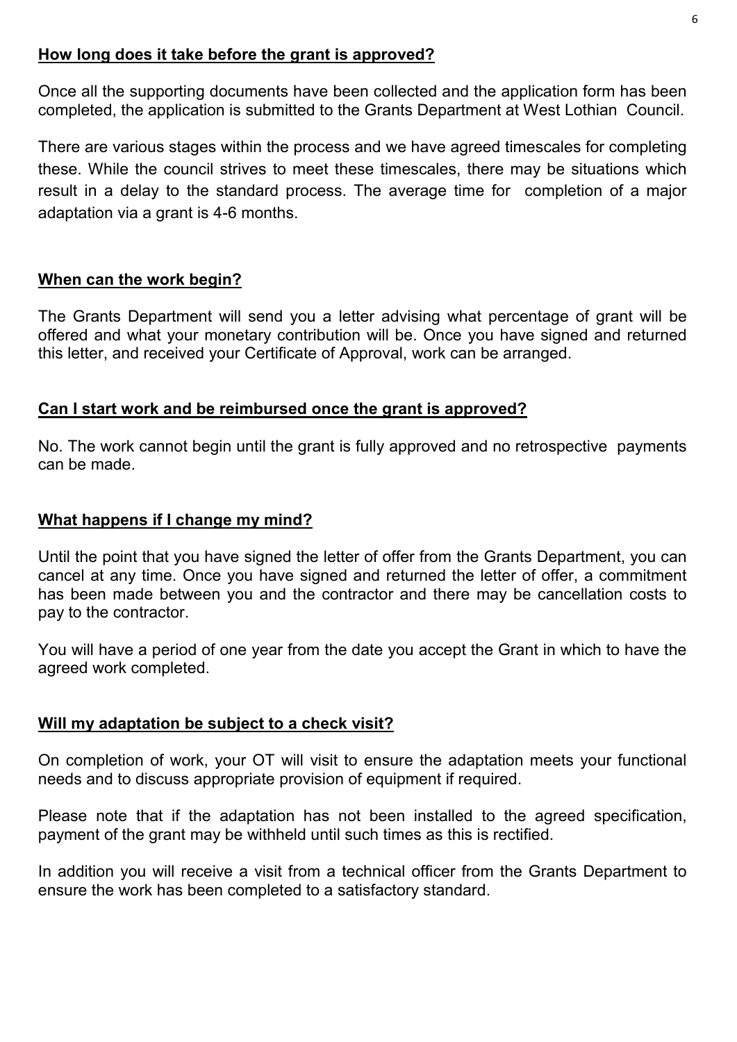**How long does it take before the grant is approved?**

Once all the supporting documents have been collected and the application form has been completed, the application is submitted to the Grants Department at West Lothian Council.

There are various stages within the process and we have agreed timescales for completing these. While the council strives to meet these timescales, there may be situations which result in a delay to the standard process. The average time for completion of a major adaptation via a grant is 4-6 months.

**When can the work begin?**

The Grants Department will send you a letter advising what percentage of grant will be offered and what your monetary contribution will be. Once you have signed and returned this letter, and received your Certificate of Approval, work can be arranged.

**Can I start work and be reimbursed once the grant is approved?**

No. The work cannot begin until the grant is fully approved and no retrospective payments can be made.

**What happens if I change my mind?**

Until the point that you have signed the letter of offer from the Grants Department, you can cancel at any time. Once you have signed and returned the letter of offer, a commitment has been made between you and the contractor and there may be cancellation costs to pay to the contractor.

You will have a period of one year from the date you accept the Grant in which to have the agreed work completed.

**Will my adaptation be subject to a check visit?**

On completion of work, your OT will visit to ensure the adaptation meets your functional needs and to discuss appropriate provision of equipment if required.

Please note that if the adaptation has not been installed to the agreed specification, payment of the grant may be withheld until such times as this is rectified.

In addition you will receive a visit from a technical officer from the Grants Department to ensure the work has been completed to a satisfactory standard.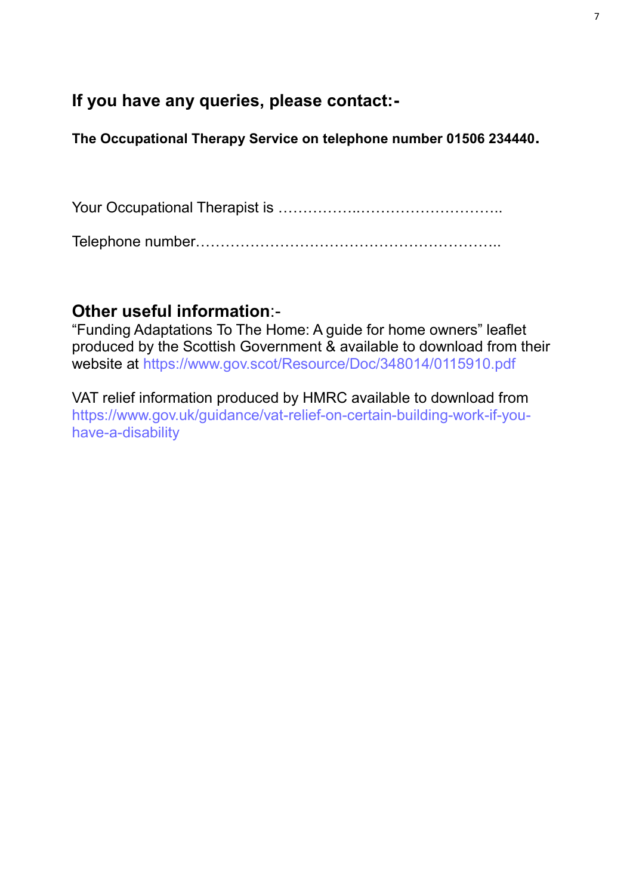## If you have any queries, please contact:-

**The Occupational Therapy Service on telephone number 01506 234440.**

Your Occupational Therapist is ……………..………………………..

Telephone number……………………………………………………..

## **Other useful information**:-

"Funding Adaptations To The Home: A guide for home owners" leaflet produced by the Scottish Government & available to download from their website at https://www.gov.scot/Resource/Doc/348014/0115910.pdf

VAT relief information produced by HMRC available to download from https://www.gov.uk/guidance/vat-relief-on-certain-building-work-if-you-have-a-disability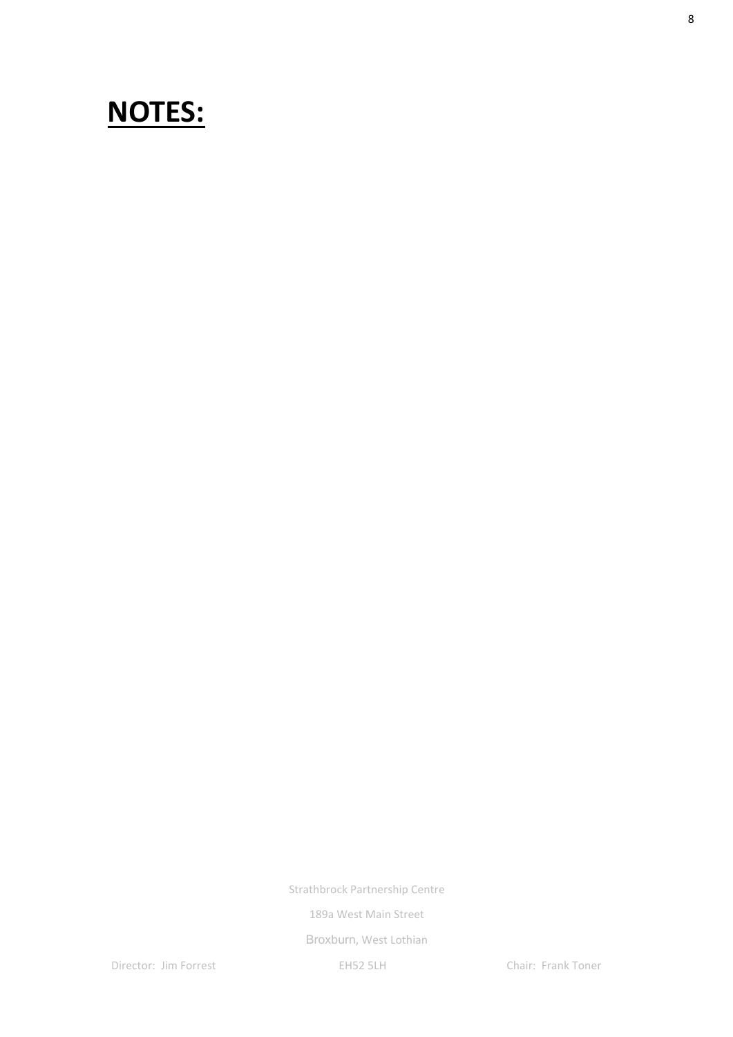# **NOTES:**